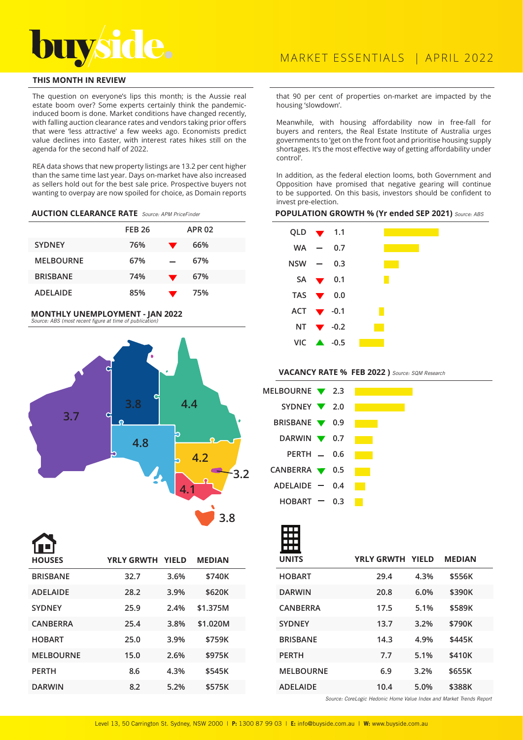# buyside.

MARKET ESSENTIALS | APRIL 2022

## THIS MONTH IN REVIEW

The question on everyone's lips this month; is the Aussie real estate boom over? Some experts certainly think the pandemic-induced boom is done. Market conditions have changed recently, with falling auction clearance rates and vendors taking prior offers that were 'less attractive' a few weeks ago. Economists predict value declines into Easter, with interest rates hikes still on the agenda for the second half of 2022.

REA data shows that new property listings are 13.2 per cent higher than the same time last year. Days on-market have also increased as sellers hold out for the best sale price. Prospective buyers not wanting to overpay are now spoiled for choice, as Domain reports that 90 per cent of properties on-market are impacted by the housing 'slowdown'.

Meanwhile, with housing affordability now in free-fall for buyers and renters, the Real Estate Institute of Australia urges governments to 'get on the front foot and prioritise housing supply shortages. It's the most effective way of getting affordability under control'.

In addition, as the federal election looms, both Government and Opposition have promised that negative gearing will continue to be supported. On this basis, investors should be confident to invest pre-election.

### AUCTION CLEARANCE RATE *Source: APM PriceFinder*

| | FEB 26 | | APR 02 |
|---|---|---|---|
| SYDNEY | 76% | ▼ | 66% |
| MELBOURNE | 67% | – | 67% |
| BRISBANE | 74% | ▼ | 67% |
| ADELAIDE | 85% | ▼ | 75% |

### MONTHLY UNEMPLOYMENT - JAN 2022

*Source: ABS (most recent figure at time of publication)*

| State/Territory | Unemployment % |
|---|---|
| WA | 3.7 |
| NT | 3.8 |
| QLD | 4.4 |
| SA | 4.8 |
| NSW | 4.2 |
| ACT | 3.2 |
| VIC | 4.1 |
| TAS | 3.8 |

### POPULATION GROWTH % (Yr ended SEP 2021) *Source: ABS*

| State | | % |
|---|---|---|
| QLD | ▼ | 1.1 |
| WA | – | 0.7 |
| NSW | – | 0.3 |
| SA | ▼ | 0.1 |
| TAS | ▼ | 0.0 |
| ACT | ▼ | -0.1 |
| NT | ▼ | -0.2 |
| VIC | ▲ | -0.5 |

### VACANCY RATE % FEB 2022 ) *Source: SQM Research*

| City | | % |
|---|---|---|
| MELBOURNE | ▼ | 2.3 |
| SYDNEY | ▼ | 2.0 |
| BRISBANE | ▼ | 0.9 |
| DARWIN | ▼ | 0.7 |
| PERTH | – | 0.6 |
| CANBERRA | ▼ | 0.5 |
| ADELAIDE | – | 0.4 |
| HOBART | – | 0.3 |

### HOUSES

| HOUSES | YRLY GRWTH | YIELD | MEDIAN |
|---|---|---|---|
| BRISBANE | 32.7 | 3.6% | $740K |
| ADELAIDE | 28.2 | 3.9% | $620K |
| SYDNEY | 25.9 | 2.4% | $1.375M |
| CANBERRA | 25.4 | 3.8% | $1.020M |
| HOBART | 25.0 | 3.9% | $759K |
| MELBOURNE | 15.0 | 2.6% | $975K |
| PERTH | 8.6 | 4.3% | $545K |
| DARWIN | 8.2 | 5.2% | $575K |

### UNITS

| UNITS | YRLY GRWTH | YIELD | MEDIAN |
|---|---|---|---|
| HOBART | 29.4 | 4.3% | $556K |
| DARWIN | 20.8 | 6.0% | $390K |
| CANBERRA | 17.5 | 5.1% | $589K |
| SYDNEY | 13.7 | 3.2% | $790K |
| BRISBANE | 14.3 | 4.9% | $445K |
| PERTH | 7.7 | 5.1% | $410K |
| MELBOURNE | 6.9 | 3.2% | $655K |
| ADELAIDE | 10.4 | 5.0% | $388K |

*Source: CoreLogic Hedonic Home Value Index and Market Trends Report*

Level 13, 50 Carrington St. Sydney, NSW 2000 | **P:** 1300 87 99 03 | **E:** info@buyside.com.au | **W:** www.buyside.com.au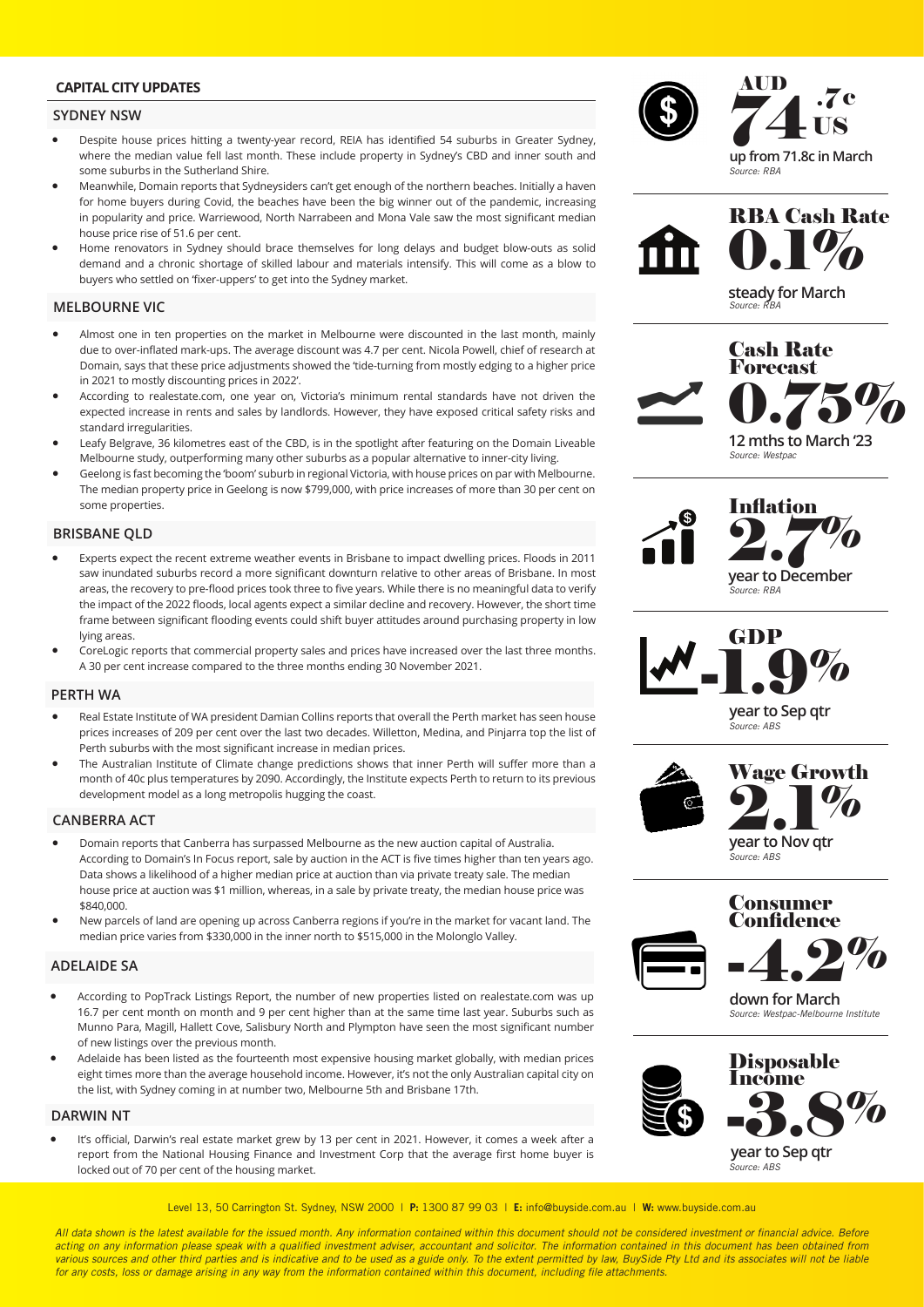## CAPITAL CITY UPDATES

### SYDNEY NSW

- Despite house prices hitting a twenty-year record, REIA has identified 54 suburbs in Greater Sydney, where the median value fell last month. These include property in Sydney's CBD and inner south and some suburbs in the Sutherland Shire.
- Meanwhile, Domain reports that Sydneysiders can't get enough of the northern beaches. Initially a haven for home buyers during Covid, the beaches have been the big winner out of the pandemic, increasing in popularity and price. Warriewood, North Narrabeen and Mona Vale saw the most significant median house price rise of 51.6 per cent.
- Home renovators in Sydney should brace themselves for long delays and budget blow-outs as solid demand and a chronic shortage of skilled labour and materials intensify. This will come as a blow to buyers who settled on 'fixer-uppers' to get into the Sydney market.

### MELBOURNE VIC

- Almost one in ten properties on the market in Melbourne were discounted in the last month, mainly due to over-inflated mark-ups. The average discount was 4.7 per cent. Nicola Powell, chief of research at Domain, says that these price adjustments showed the 'tide-turning from mostly edging to a higher price in 2021 to mostly discounting prices in 2022'.
- According to realestate.com, one year on, Victoria's minimum rental standards have not driven the expected increase in rents and sales by landlords. However, they have exposed critical safety risks and standard irregularities.
- Leafy Belgrave, 36 kilometres east of the CBD, is in the spotlight after featuring on the Domain Liveable Melbourne study, outperforming many other suburbs as a popular alternative to inner-city living.
- Geelong is fast becoming the 'boom' suburb in regional Victoria, with house prices on par with Melbourne. The median property price in Geelong is now $799,000, with price increases of more than 30 per cent on some properties.

### BRISBANE QLD

- Experts expect the recent extreme weather events in Brisbane to impact dwelling prices. Floods in 2011 saw inundated suburbs record a more significant downturn relative to other areas of Brisbane. In most areas, the recovery to pre-flood prices took three to five years. While there is no meaningful data to verify the impact of the 2022 floods, local agents expect a similar decline and recovery. However, the short time frame between significant flooding events could shift buyer attitudes around purchasing property in low lying areas.
- CoreLogic reports that commercial property sales and prices have increased over the last three months. A 30 per cent increase compared to the three months ending 30 November 2021.

### PERTH WA

- Real Estate Institute of WA president Damian Collins reports that overall the Perth market has seen house prices increases of 209 per cent over the last two decades. Willetton, Medina, and Pinjarra top the list of Perth suburbs with the most significant increase in median prices.
- The Australian Institute of Climate change predictions shows that inner Perth will suffer more than a month of 40c plus temperatures by 2090. Accordingly, the Institute expects Perth to return to its previous development model as a long metropolis hugging the coast.

### CANBERRA ACT

- Domain reports that Canberra has surpassed Melbourne as the new auction capital of Australia. According to Domain's In Focus report, sale by auction in the ACT is five times higher than ten years ago. Data shows a likelihood of a higher median price at auction than via private treaty sale. The median house price at auction was $1 million, whereas, in a sale by private treaty, the median house price was $840,000.
- New parcels of land are opening up across Canberra regions if you're in the market for vacant land. The median price varies from $330,000 in the inner north to $515,000 in the Molonglo Valley.

### ADELAIDE SA

- According to PopTrack Listings Report, the number of new properties listed on realestate.com was up 16.7 per cent month on month and 9 per cent higher than at the same time last year. Suburbs such as Munno Para, Magill, Hallett Cove, Salisbury North and Plympton have seen the most significant number of new listings over the previous month.
- Adelaide has been listed as the fourteenth most expensive housing market globally, with median prices eight times more than the average household income. However, it's not the only Australian capital city on the list, with Sydney coming in at number two, Melbourne 5th and Brisbane 17th.

### DARWIN NT

- It's official, Darwin's real estate market grew by 13 per cent in 2021. However, it comes a week after a report from the National Housing Finance and Investment Corp that the average first home buyer is locked out of 70 per cent of the housing market.

---

**AUD 74.7c US**
up from 71.8c in March
*Source: RBA*

**RBA Cash Rate 0.1%**
steady for March
*Source: RBA*

**Cash Rate Forecast 0.75%**
12 mths to March '23
*Source: Westpac*

**Inflation 2.7%**
year to December
*Source: RBA*

**GDP -1.9%**
year to Sep qtr
*Source: ABS*

**Wage Growth 2.1%**
year to Nov qtr
*Source: ABS*

**Consumer Confidence -4.2%**
down for March
*Source: Westpac-Melbourne Institute*

**Disposable Income -3.8%**
year to Sep qtr
*Source: ABS*

---

Level 13, 50 Carrington St. Sydney, NSW 2000 | **P:** 1300 87 99 03 | **E:** info@buyside.com.au | **W:** www.buyside.com.au

*All data shown is the latest available for the issued month. Any information contained within this document should not be considered investment or financial advice. Before acting on any information please speak with a qualified investment adviser, accountant and solicitor. The information contained in this document has been obtained from various sources and other third parties and is indicative and to be used as a guide only. To the extent permitted by law, BuySide Pty Ltd and its associates will not be liable for any costs, loss or damage arising in any way from the information contained within this document, including file attachments.*